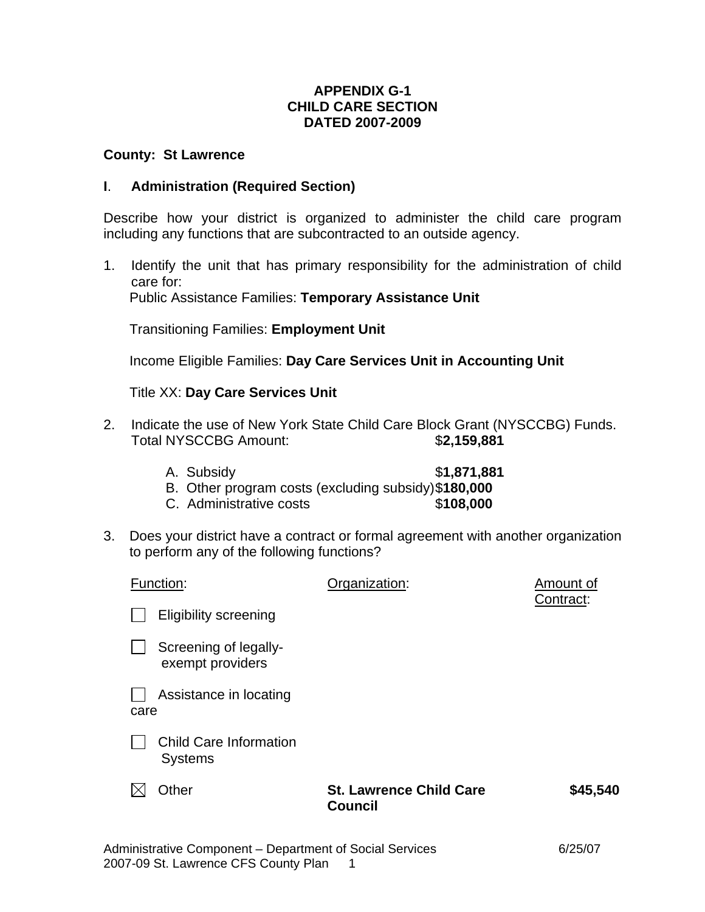**APPENDIX G-1**
**CHILD CARE SECTION**
**DATED 2007-2009**

**County: St Lawrence**

## I. Administration (Required Section)

Describe how your district is organized to administer the child care program including any functions that are subcontracted to an outside agency.

1. Identify the unit that has primary responsibility for the administration of child care for:

   Public Assistance Families: **Temporary Assistance Unit**

   Transitioning Families: **Employment Unit**

   Income Eligible Families: **Day Care Services Unit in Accounting Unit**

   Title XX: **Day Care Services Unit**

2. Indicate the use of New York State Child Care Block Grant (NYSCCBG) Funds.
   Total NYSCCBG Amount: $**2,159,881**

   A. Subsidy $**1,871,881**
   B. Other program costs (excluding subsidy) $**180,000**
   C. Administrative costs $**108,000**

3. Does your district have a contract or formal agreement with another organization to perform any of the following functions?

| Function: | Organization: | Amount of Contract: |
|---|---|---|
| ☐ Eligibility screening | | |
| ☐ Screening of legally-exempt providers | | |
| ☐ Assistance in locating care | | |
| ☐ Child Care Information Systems | | |
| ☒ Other | **St. Lawrence Child Care Council** | **$45,540** |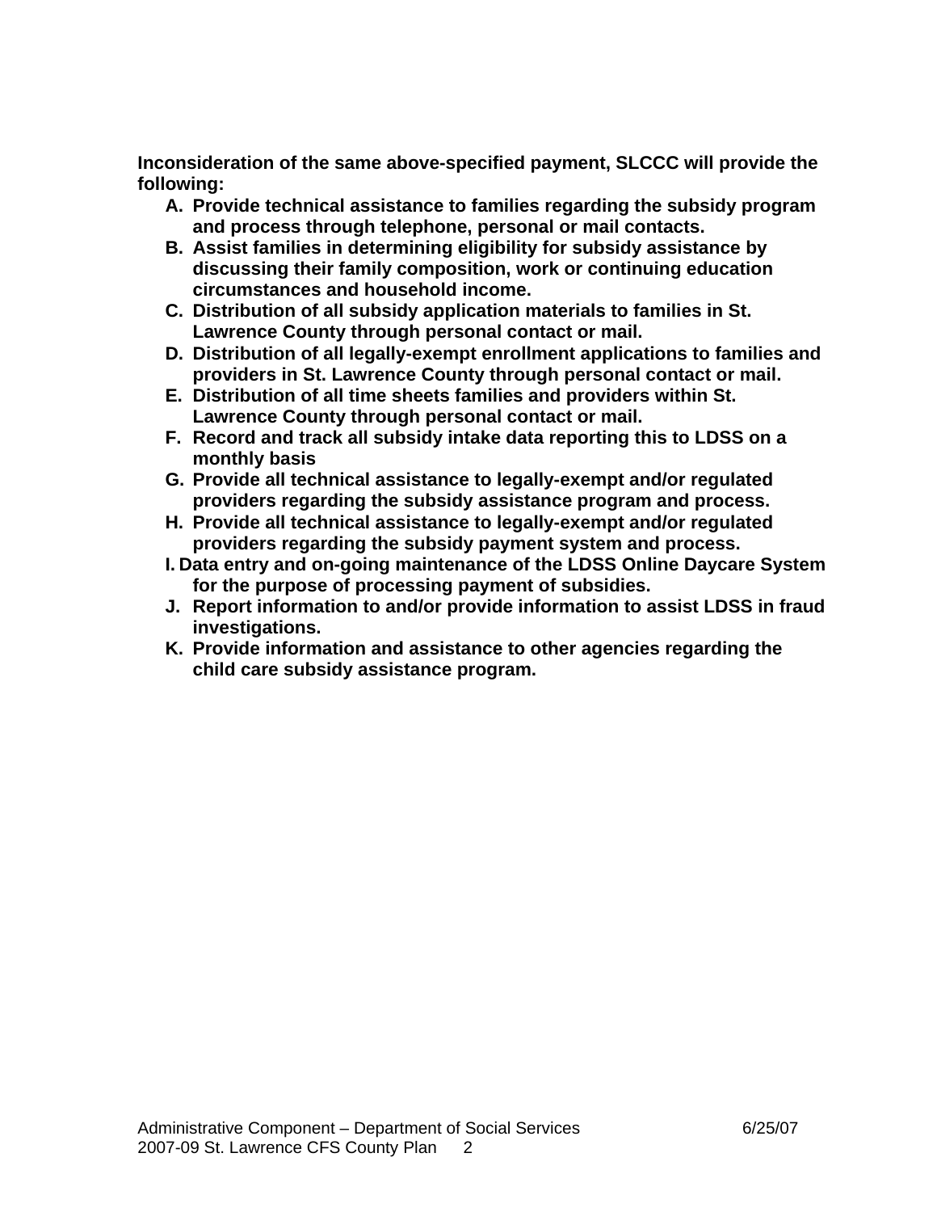**Inconsideration of the same above-specified payment, SLCCC will provide the following:**

- **A. Provide technical assistance to families regarding the subsidy program and process through telephone, personal or mail contacts.**
- **B. Assist families in determining eligibility for subsidy assistance by discussing their family composition, work or continuing education circumstances and household income.**
- **C. Distribution of all subsidy application materials to families in St. Lawrence County through personal contact or mail.**
- **D. Distribution of all legally-exempt enrollment applications to families and providers in St. Lawrence County through personal contact or mail.**
- **E. Distribution of all time sheets families and providers within St. Lawrence County through personal contact or mail.**
- **F. Record and track all subsidy intake data reporting this to LDSS on a monthly basis**
- **G. Provide all technical assistance to legally-exempt and/or regulated providers regarding the subsidy assistance program and process.**
- **H. Provide all technical assistance to legally-exempt and/or regulated providers regarding the subsidy payment system and process.**
- **I. Data entry and on-going maintenance of the LDSS Online Daycare System for the purpose of processing payment of subsidies.**
- **J. Report information to and/or provide information to assist LDSS in fraud investigations.**
- **K. Provide information and assistance to other agencies regarding the child care subsidy assistance program.**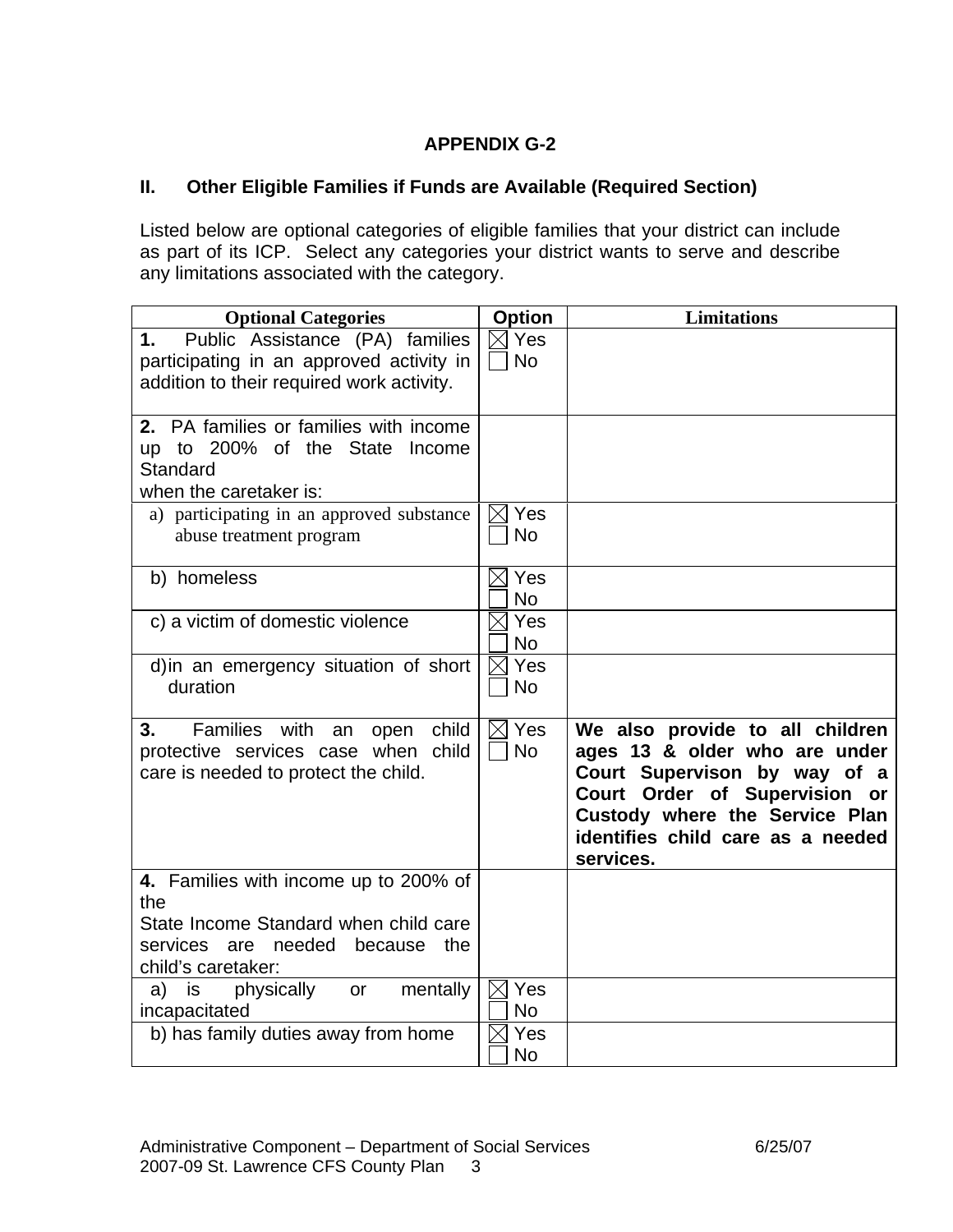## APPENDIX G-2

### II. Other Eligible Families if Funds are Available (Required Section)

Listed below are optional categories of eligible families that your district can include as part of its ICP. Select any categories your district wants to serve and describe any limitations associated with the category.

| Optional Categories | Option | Limitations |
|---|---|---|
| **1.** Public Assistance (PA) families participating in an approved activity in addition to their required work activity. | ☒ Yes ☐ No | |
| **2.** PA families or families with income up to 200% of the State Income Standard when the caretaker is: | | |
| a) participating in an approved substance abuse treatment program | ☒ Yes ☐ No | |
| b) homeless | ☒ Yes ☐ No | |
| c) a victim of domestic violence | ☒ Yes ☐ No | |
| d) in an emergency situation of short duration | ☒ Yes ☐ No | |
| **3.** Families with an open child protective services case when child care is needed to protect the child. | ☒ Yes ☐ No | **We also provide to all children ages 13 & older who are under Court Supervison by way of a Court Order of Supervision or Custody where the Service Plan identifies child care as a needed services.** |
| **4.** Families with income up to 200% of the State Income Standard when child care services are needed because the child's caretaker: | | |
| a) is physically or mentally incapacitated | ☒ Yes ☐ No | |
| b) has family duties away from home | ☒ Yes ☐ No | |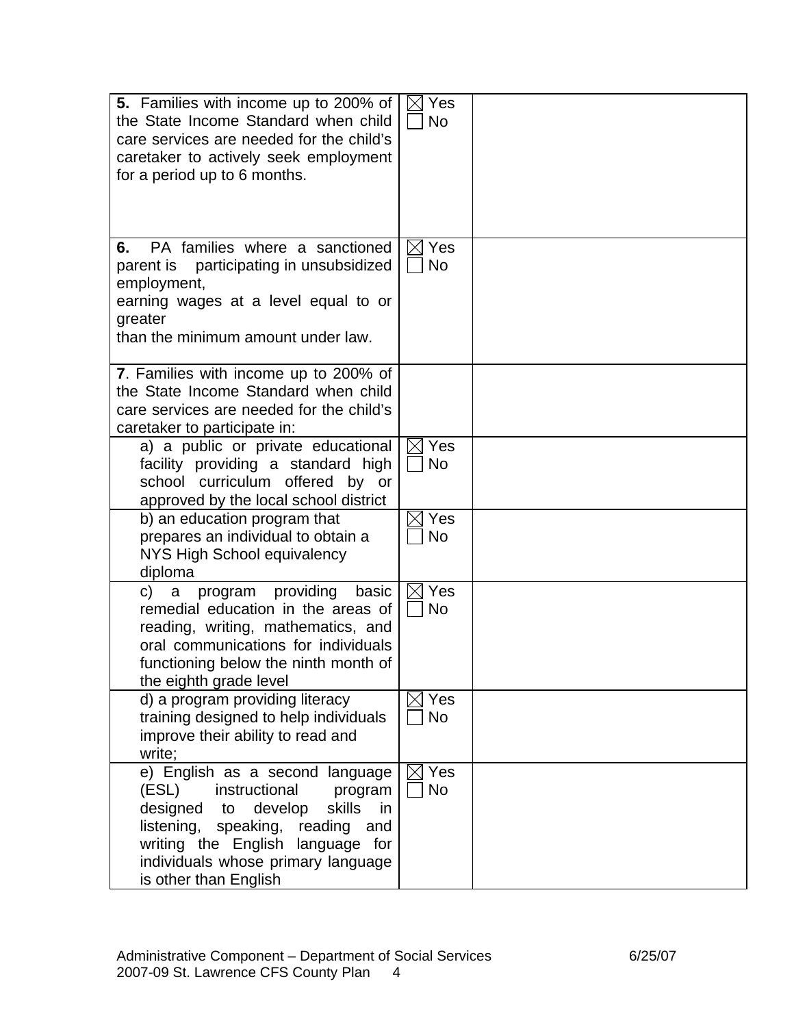| | | |
|---|---|---|
| **5.** Families with income up to 200% of the State Income Standard when child care services are needed for the child's caretaker to actively seek employment for a period up to 6 months. | ☒ Yes<br>☐ No | |
| **6.** PA families where a sanctioned parent is participating in unsubsidized employment,<br>earning wages at a level equal to or greater<br>than the minimum amount under law. | ☒ Yes<br>☐ No | |
| **7**. Families with income up to 200% of the State Income Standard when child care services are needed for the child's caretaker to participate in: | | |
| a) a public or private educational facility providing a standard high school curriculum offered by or approved by the local school district | ☒ Yes<br>☐ No | |
| b) an education program that prepares an individual to obtain a NYS High School equivalency diploma | ☒ Yes<br>☐ No | |
| c) a program providing basic remedial education in the areas of reading, writing, mathematics, and oral communications for individuals functioning below the ninth month of the eighth grade level | ☒ Yes<br>☐ No | |
| d) a program providing literacy training designed to help individuals improve their ability to read and write; | ☒ Yes<br>☐ No | |
| e) English as a second language (ESL) instructional program designed to develop skills in listening, speaking, reading and writing the English language for individuals whose primary language is other than English | ☒ Yes<br>☐ No | |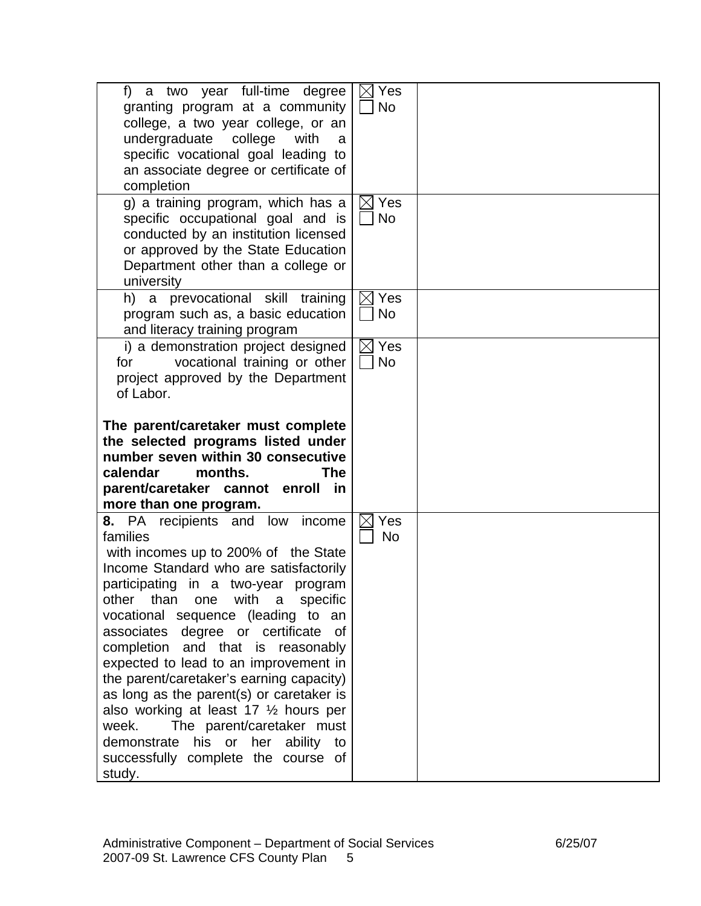| | | |
|---|---|---|
| f) a two year full-time degree granting program at a community college, a two year college, or an undergraduate college with a specific vocational goal leading to an associate degree or certificate of completion | ☒ Yes<br>☐ No | |
| g) a training program, which has a specific occupational goal and is conducted by an institution licensed or approved by the State Education Department other than a college or university | ☒ Yes<br>☐ No | |
| h) a prevocational skill training program such as, a basic education and literacy training program | ☒ Yes<br>☐ No | |
| i) a demonstration project designed for vocational training or other project approved by the Department of Labor.<br><br>**The parent/caretaker must complete the selected programs listed under number seven within 30 consecutive calendar months. The parent/caretaker cannot enroll in more than one program.** | ☒ Yes<br>☐ No | |
| **8.** PA recipients and low income families with incomes up to 200% of the State Income Standard who are satisfactorily participating in a two-year program other than one with a specific vocational sequence (leading to an associates degree or certificate of completion and that is reasonably expected to lead to an improvement in the parent/caretaker's earning capacity) as long as the parent(s) or caretaker is also working at least 17 ½ hours per week. The parent/caretaker must demonstrate his or her ability to successfully complete the course of study. | ☒ Yes<br>☐ No | |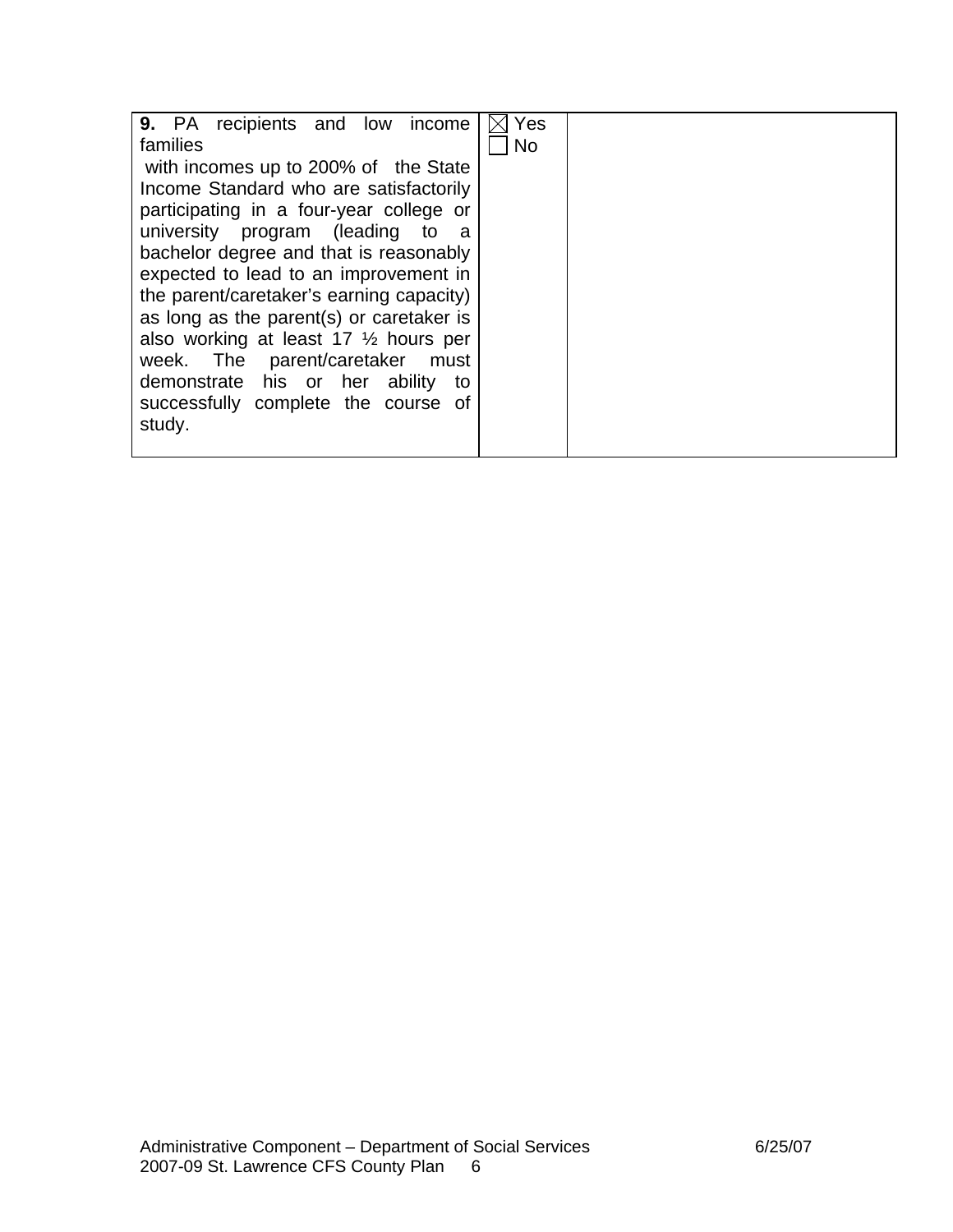| | | |
|---|---|---|
| **9.** PA recipients and low income families with incomes up to 200% of the State Income Standard who are satisfactorily participating in a four-year college or university program (leading to a bachelor degree and that is reasonably expected to lead to an improvement in the parent/caretaker's earning capacity) as long as the parent(s) or caretaker is also working at least 17 ½ hours per week. The parent/caretaker must demonstrate his or her ability to successfully complete the course of study. | ☒ Yes<br>☐ No | |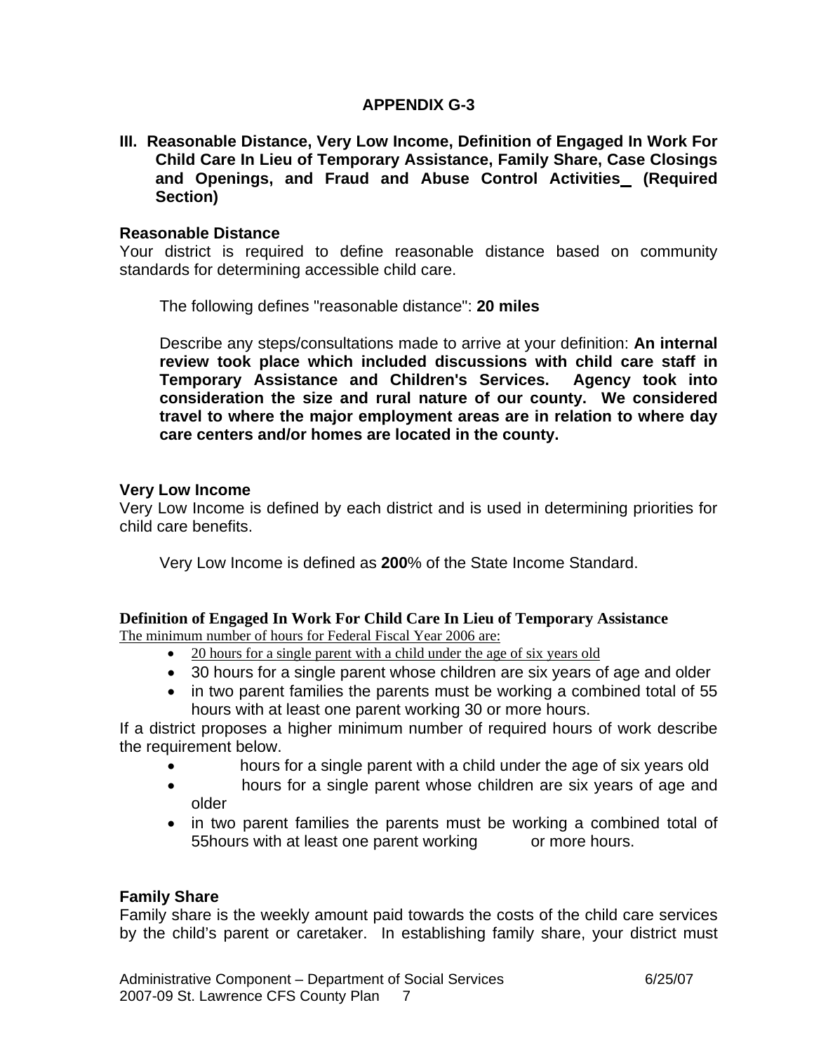## APPENDIX G-3

### III. Reasonable Distance, Very Low Income, Definition of Engaged In Work For Child Care In Lieu of Temporary Assistance, Family Share, Case Closings and Openings, and Fraud and Abuse Control Activities (Required Section)

**Reasonable Distance**

Your district is required to define reasonable distance based on community standards for determining accessible child care.

The following defines "reasonable distance": **20 miles**

Describe any steps/consultations made to arrive at your definition: **An internal review took place which included discussions with child care staff in Temporary Assistance and Children's Services. Agency took into consideration the size and rural nature of our county. We considered travel to where the major employment areas are in relation to where day care centers and/or homes are located in the county.**

**Very Low Income**

Very Low Income is defined by each district and is used in determining priorities for child care benefits.

Very Low Income is defined as **200**% of the State Income Standard.

**Definition of Engaged In Work For Child Care In Lieu of Temporary Assistance**

The minimum number of hours for Federal Fiscal Year 2006 are:

- 20 hours for a single parent with a child under the age of six years old
- 30 hours for a single parent whose children are six years of age and older
- in two parent families the parents must be working a combined total of 55 hours with at least one parent working 30 or more hours.

If a district proposes a higher minimum number of required hours of work describe the requirement below.

- hours for a single parent with a child under the age of six years old
- hours for a single parent whose children are six years of age and older
- in two parent families the parents must be working a combined total of 55hours with at least one parent working or more hours.

**Family Share**

Family share is the weekly amount paid towards the costs of the child care services by the child's parent or caretaker. In establishing family share, your district must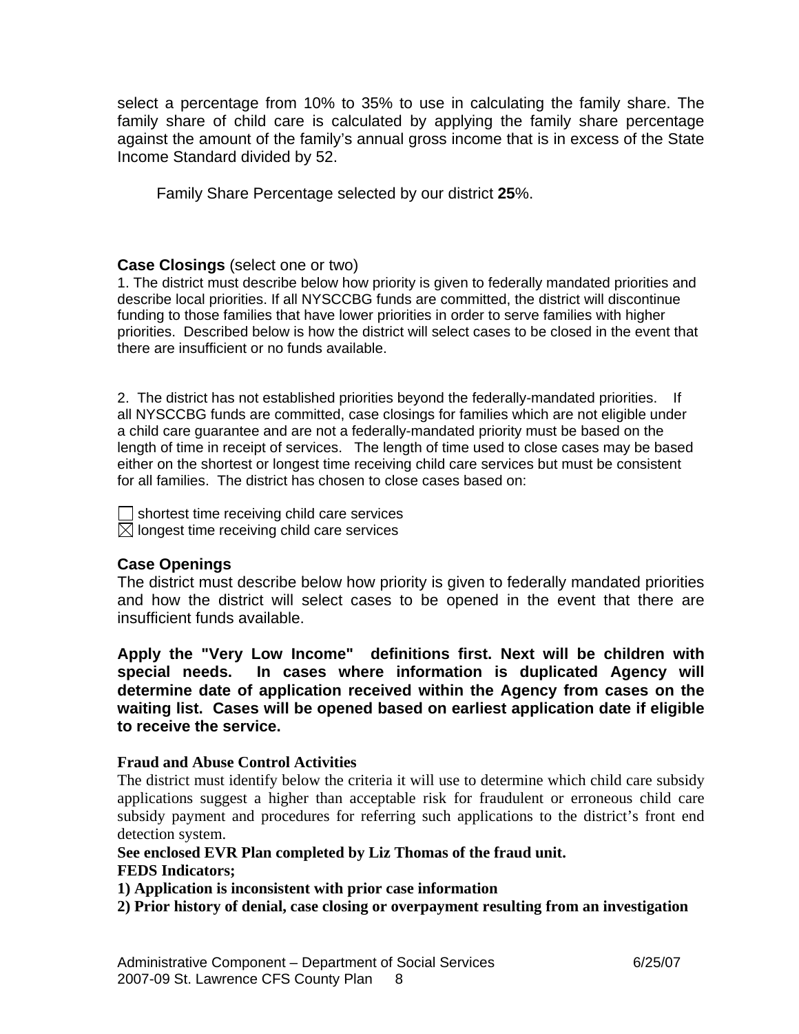select a percentage from 10% to 35% to use in calculating the family share. The family share of child care is calculated by applying the family share percentage against the amount of the family's annual gross income that is in excess of the State Income Standard divided by 52.

Family Share Percentage selected by our district **25**%.

**Case Closings** (select one or two)

1. The district must describe below how priority is given to federally mandated priorities and describe local priorities. If all NYSCCBG funds are committed, the district will discontinue funding to those families that have lower priorities in order to serve families with higher priorities. Described below is how the district will select cases to be closed in the event that there are insufficient or no funds available.

2. The district has not established priorities beyond the federally-mandated priorities. If all NYSCCBG funds are committed, case closings for families which are not eligible under a child care guarantee and are not a federally-mandated priority must be based on the length of time in receipt of services. The length of time used to close cases may be based either on the shortest or longest time receiving child care services but must be consistent for all families. The district has chosen to close cases based on:

☐ shortest time receiving child care services
☒ longest time receiving child care services

**Case Openings**

The district must describe below how priority is given to federally mandated priorities and how the district will select cases to be opened in the event that there are insufficient funds available.

**Apply the "Very Low Income" definitions first. Next will be children with special needs. In cases where information is duplicated Agency will determine date of application received within the Agency from cases on the waiting list. Cases will be opened based on earliest application date if eligible to receive the service.**

**Fraud and Abuse Control Activities**

The district must identify below the criteria it will use to determine which child care subsidy applications suggest a higher than acceptable risk for fraudulent or erroneous child care subsidy payment and procedures for referring such applications to the district's front end detection system.

**See enclosed EVR Plan completed by Liz Thomas of the fraud unit.**
**FEDS Indicators;**
**1) Application is inconsistent with prior case information**
**2) Prior history of denial, case closing or overpayment resulting from an investigation**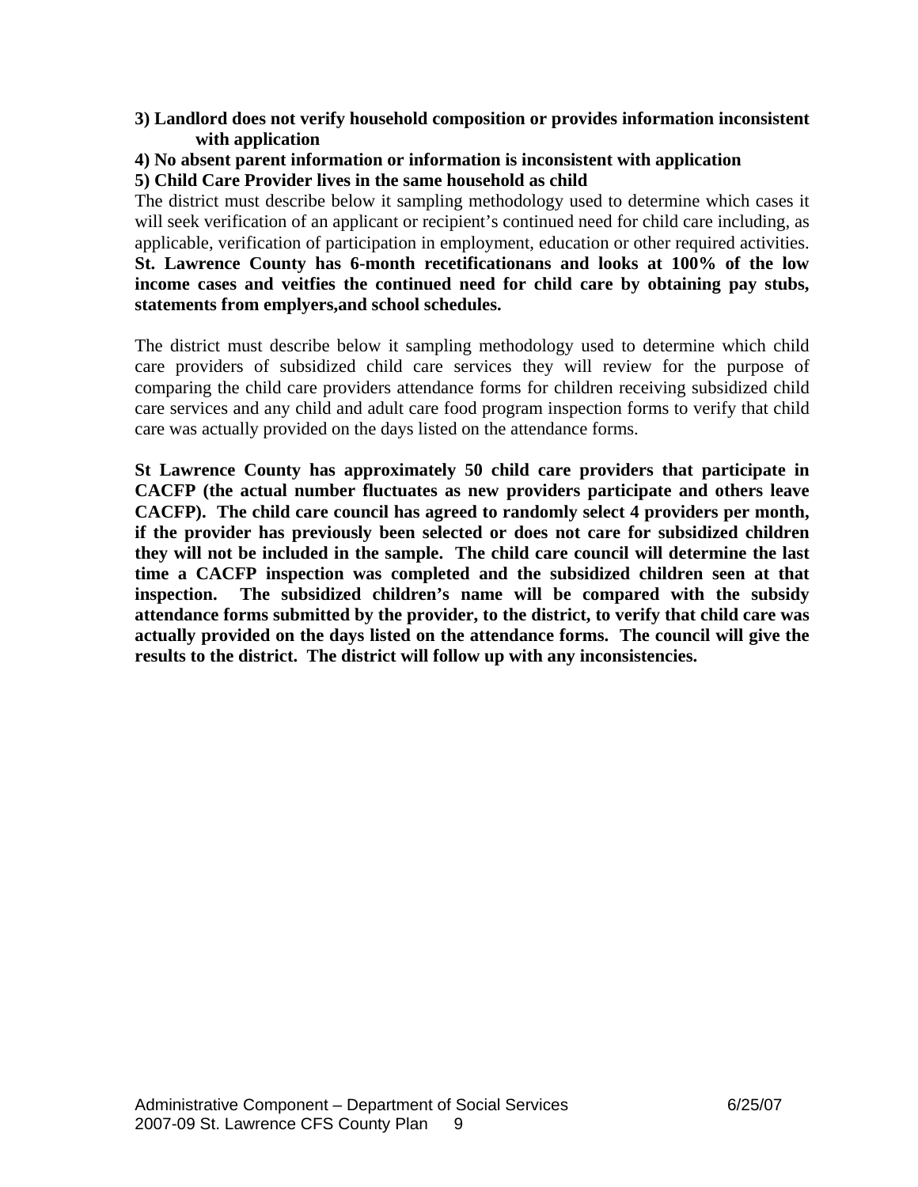**3) Landlord does not verify household composition or provides information inconsistent with application**

**4) No absent parent information or information is inconsistent with application**

**5) Child Care Provider lives in the same household as child**

The district must describe below it sampling methodology used to determine which cases it will seek verification of an applicant or recipient's continued need for child care including, as applicable, verification of participation in employment, education or other required activities. **St. Lawrence County has 6-month recetificationans and looks at 100% of the low income cases and veitfies the continued need for child care by obtaining pay stubs, statements from emplyers,and school schedules.**

The district must describe below it sampling methodology used to determine which child care providers of subsidized child care services they will review for the purpose of comparing the child care providers attendance forms for children receiving subsidized child care services and any child and adult care food program inspection forms to verify that child care was actually provided on the days listed on the attendance forms.

**St Lawrence County has approximately 50 child care providers that participate in CACFP (the actual number fluctuates as new providers participate and others leave CACFP). The child care council has agreed to randomly select 4 providers per month, if the provider has previously been selected or does not care for subsidized children they will not be included in the sample. The child care council will determine the last time a CACFP inspection was completed and the subsidized children seen at that inspection. The subsidized children's name will be compared with the subsidy attendance forms submitted by the provider, to the district, to verify that child care was actually provided on the days listed on the attendance forms. The council will give the results to the district. The district will follow up with any inconsistencies.**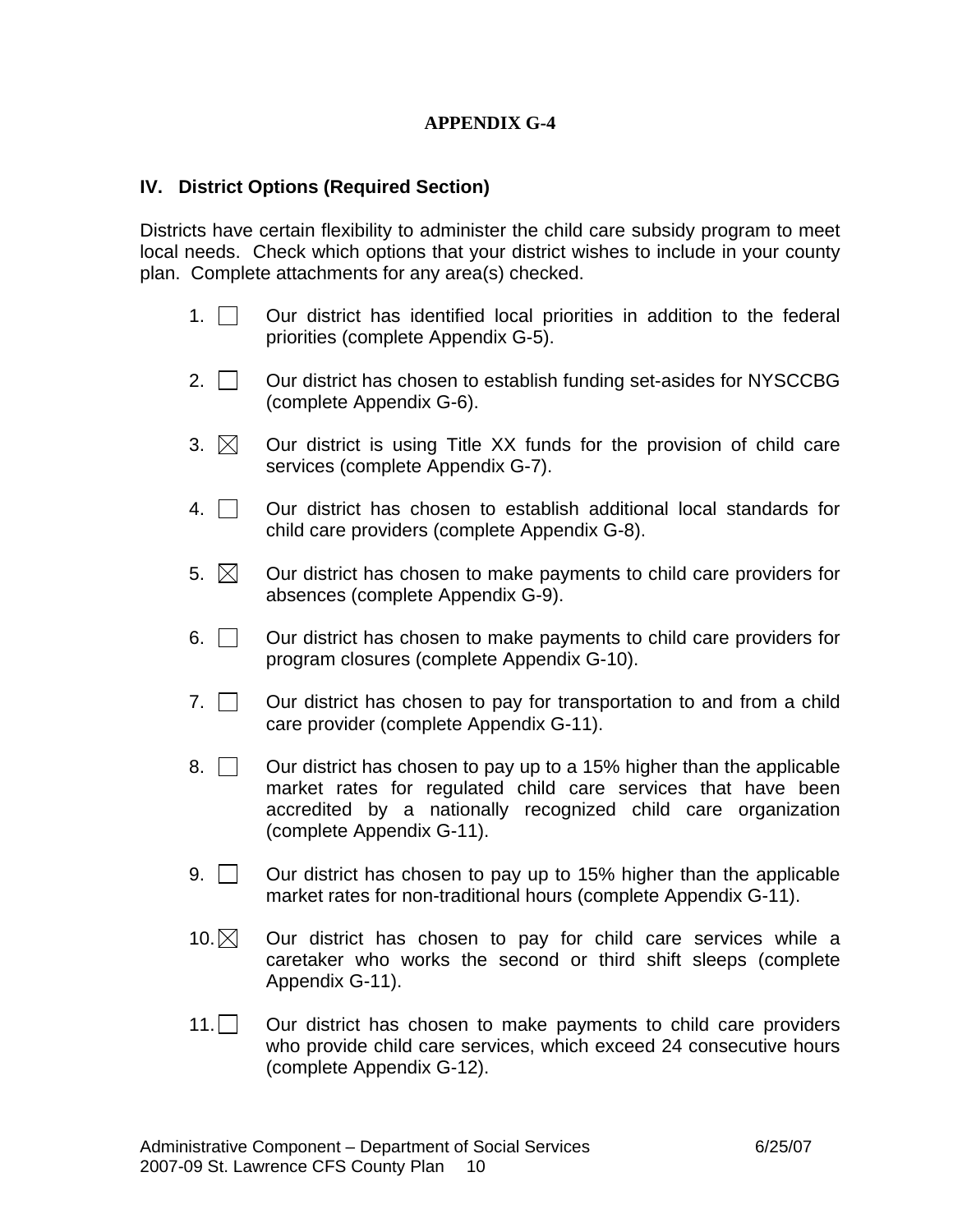**APPENDIX G-4**

### IV. District Options (Required Section)

Districts have certain flexibility to administer the child care subsidy program to meet local needs. Check which options that your district wishes to include in your county plan. Complete attachments for any area(s) checked.

1. ☐ Our district has identified local priorities in addition to the federal priorities (complete Appendix G-5).

2. ☐ Our district has chosen to establish funding set-asides for NYSCCBG (complete Appendix G-6).

3. ☒ Our district is using Title XX funds for the provision of child care services (complete Appendix G-7).

4. ☐ Our district has chosen to establish additional local standards for child care providers (complete Appendix G-8).

5. ☒ Our district has chosen to make payments to child care providers for absences (complete Appendix G-9).

6. ☐ Our district has chosen to make payments to child care providers for program closures (complete Appendix G-10).

7. ☐ Our district has chosen to pay for transportation to and from a child care provider (complete Appendix G-11).

8. ☐ Our district has chosen to pay up to a 15% higher than the applicable market rates for regulated child care services that have been accredited by a nationally recognized child care organization (complete Appendix G-11).

9. ☐ Our district has chosen to pay up to 15% higher than the applicable market rates for non-traditional hours (complete Appendix G-11).

10. ☒ Our district has chosen to pay for child care services while a caretaker who works the second or third shift sleeps (complete Appendix G-11).

11. ☐ Our district has chosen to make payments to child care providers who provide child care services, which exceed 24 consecutive hours (complete Appendix G-12).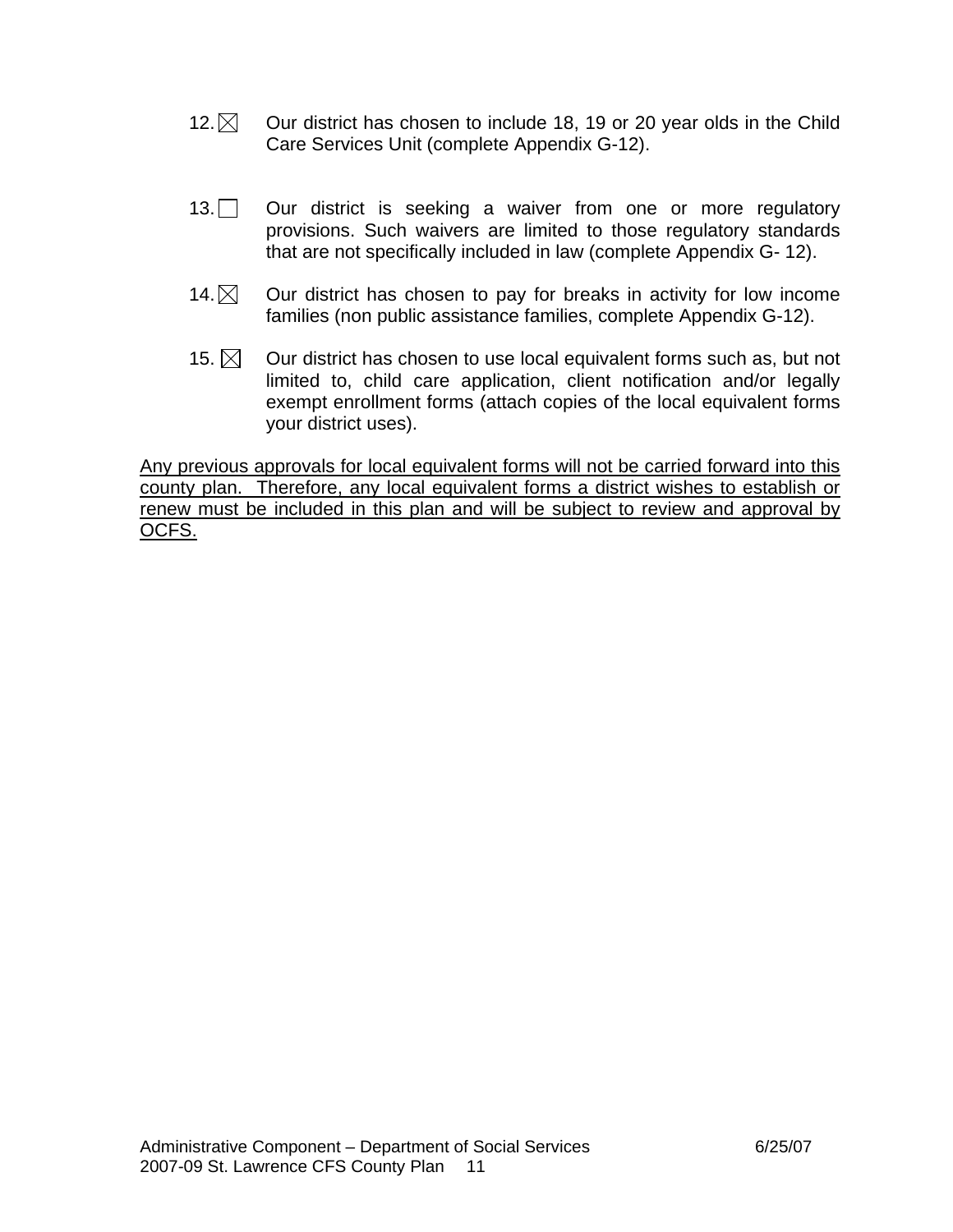12. ☒ Our district has chosen to include 18, 19 or 20 year olds in the Child Care Services Unit (complete Appendix G-12).

13. ☐ Our district is seeking a waiver from one or more regulatory provisions. Such waivers are limited to those regulatory standards that are not specifically included in law (complete Appendix G- 12).

14. ☒ Our district has chosen to pay for breaks in activity for low income families (non public assistance families, complete Appendix G-12).

15. ☒ Our district has chosen to use local equivalent forms such as, but not limited to, child care application, client notification and/or legally exempt enrollment forms (attach copies of the local equivalent forms your district uses).

<u>Any previous approvals for local equivalent forms will not be carried forward into this county plan. Therefore, any local equivalent forms a district wishes to establish or renew must be included in this plan and will be subject to review and approval by OCFS.</u>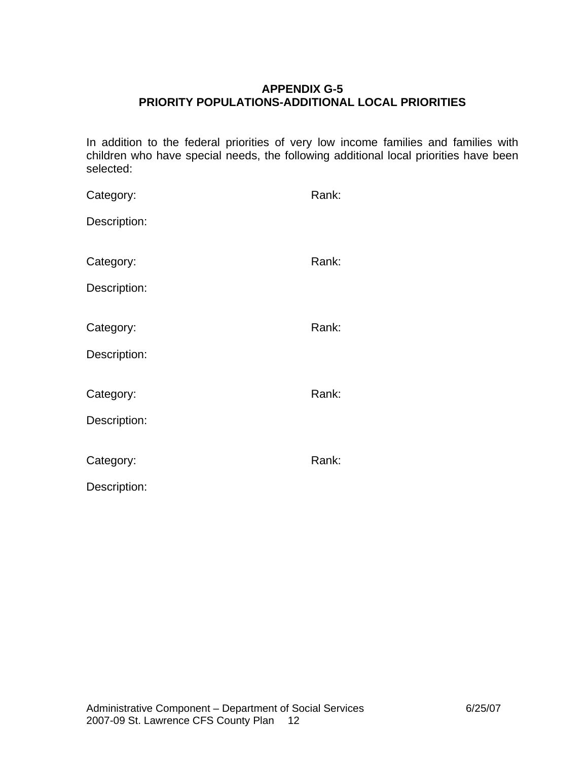## APPENDIX G-5
## PRIORITY POPULATIONS-ADDITIONAL LOCAL PRIORITIES

In addition to the federal priorities of very low income families and families with children who have special needs, the following additional local priorities have been selected:

Category: Rank:

Description:

Category: Rank:

Description:

Category: Rank:

Description:

Category: Rank:

Description:

Category: Rank:

Description: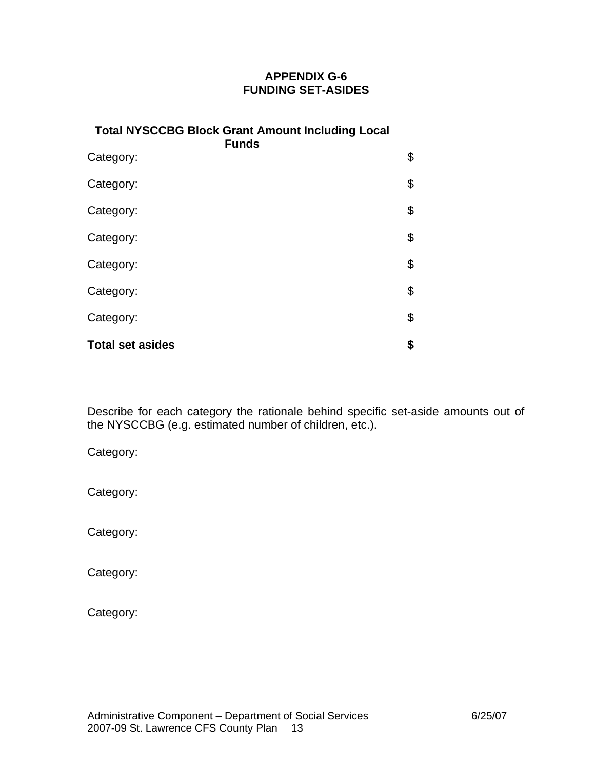## APPENDIX G-6
## FUNDING SET-ASIDES

| **Total NYSCCBG Block Grant Amount Including Local Funds** | |
|---|---|
| Category: | $ |
| Category: | $ |
| Category: | $ |
| Category: | $ |
| Category: | $ |
| Category: | $ |
| Category: | $ |
| **Total set asides** | **$** |

Describe for each category the rationale behind specific set-aside amounts out of the NYSCCBG (e.g. estimated number of children, etc.).

Category:

Category:

Category:

Category:

Category: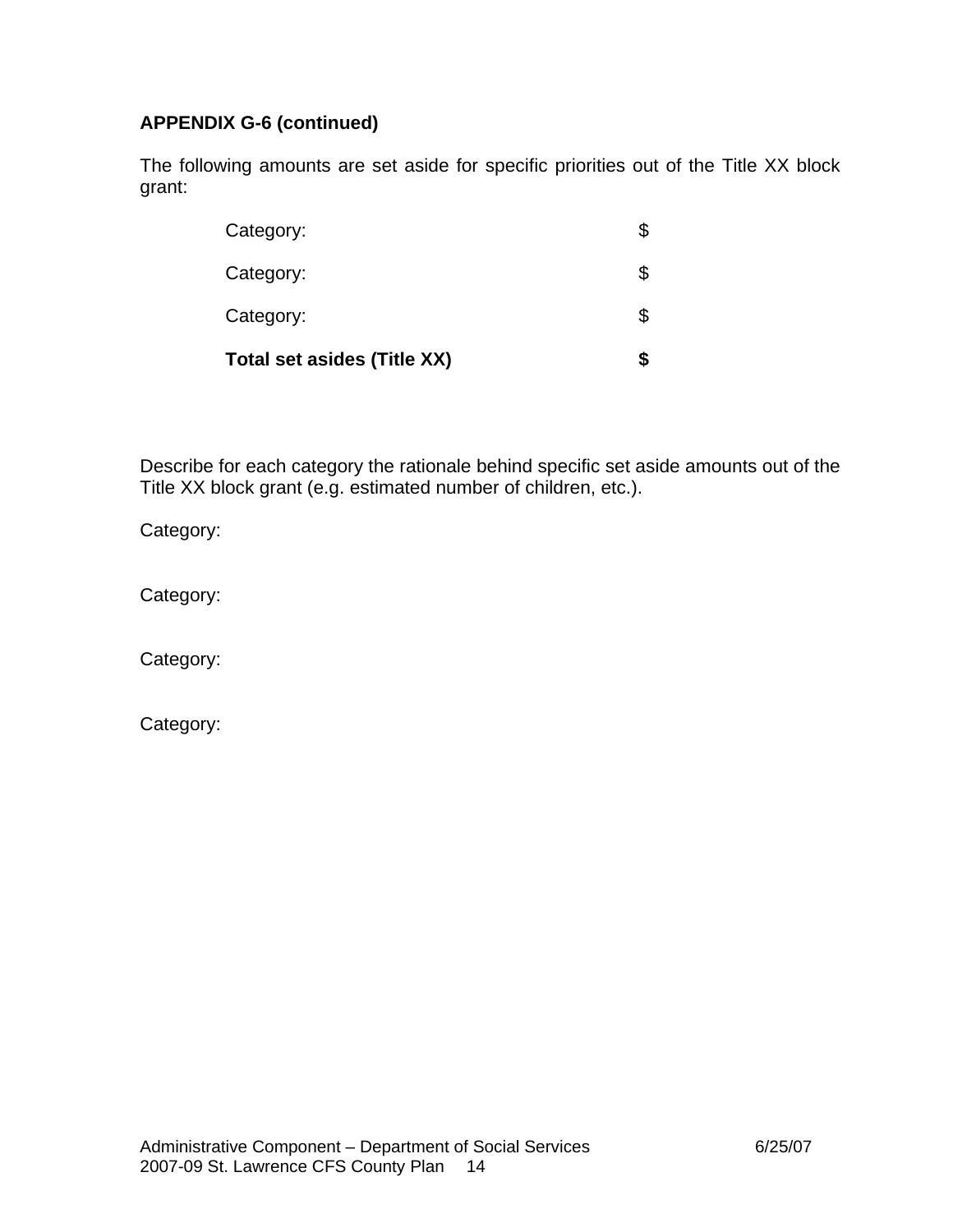**APPENDIX G-6 (continued)**

The following amounts are set aside for specific priorities out of the Title XX block grant:

| | |
|---|---|
| Category: | $ |
| Category: | $ |
| Category: | $ |
| **Total set asides (Title XX)** | **$** |

Describe for each category the rationale behind specific set aside amounts out of the Title XX block grant (e.g. estimated number of children, etc.).

Category:

Category:

Category:

Category: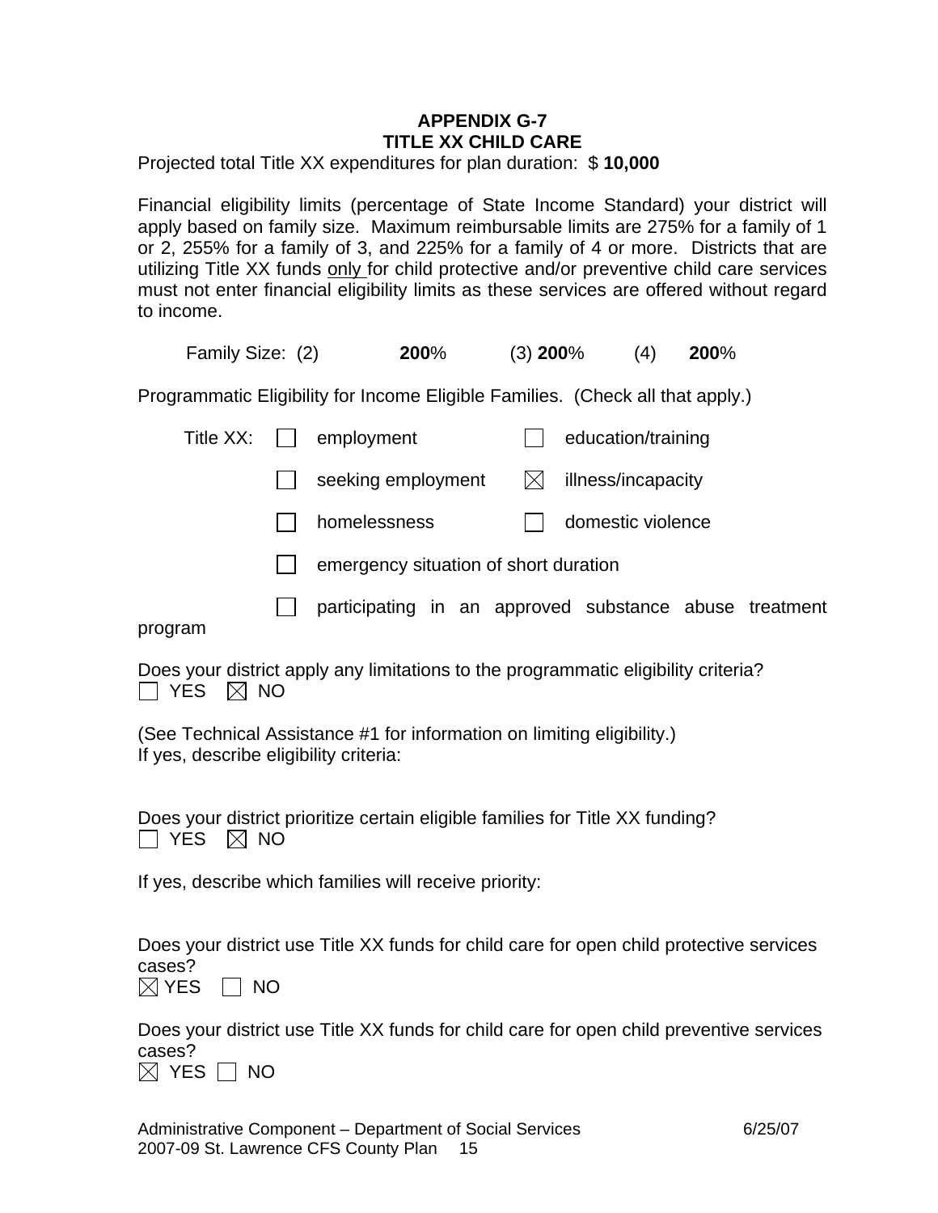# APPENDIX G-7
## TITLE XX CHILD CARE

Projected total Title XX expenditures for plan duration: $ **10,000**

Financial eligibility limits (percentage of State Income Standard) your district will apply based on family size. Maximum reimbursable limits are 275% for a family of 1 or 2, 255% for a family of 3, and 225% for a family of 4 or more. Districts that are utilizing Title XX funds only for child protective and/or preventive child care services must not enter financial eligibility limits as these services are offered without regard to income.

Family Size: (2) **200**% (3) **200**% (4) **200**%

Programmatic Eligibility for Income Eligible Families. (Check all that apply.)

Title XX:

- ☐ employment
- ☐ education/training
- ☐ seeking employment
- ☒ illness/incapacity
- ☐ homelessness
- ☐ domestic violence
- ☐ emergency situation of short duration
- ☐ participating in an approved substance abuse treatment program

Does your district apply any limitations to the programmatic eligibility criteria?
☐ YES ☒ NO

(See Technical Assistance #1 for information on limiting eligibility.)
If yes, describe eligibility criteria:

Does your district prioritize certain eligible families for Title XX funding?
☐ YES ☒ NO

If yes, describe which families will receive priority:

Does your district use Title XX funds for child care for open child protective services cases?
☒ YES ☐ NO

Does your district use Title XX funds for child care for open child preventive services cases?
☒ YES ☐ NO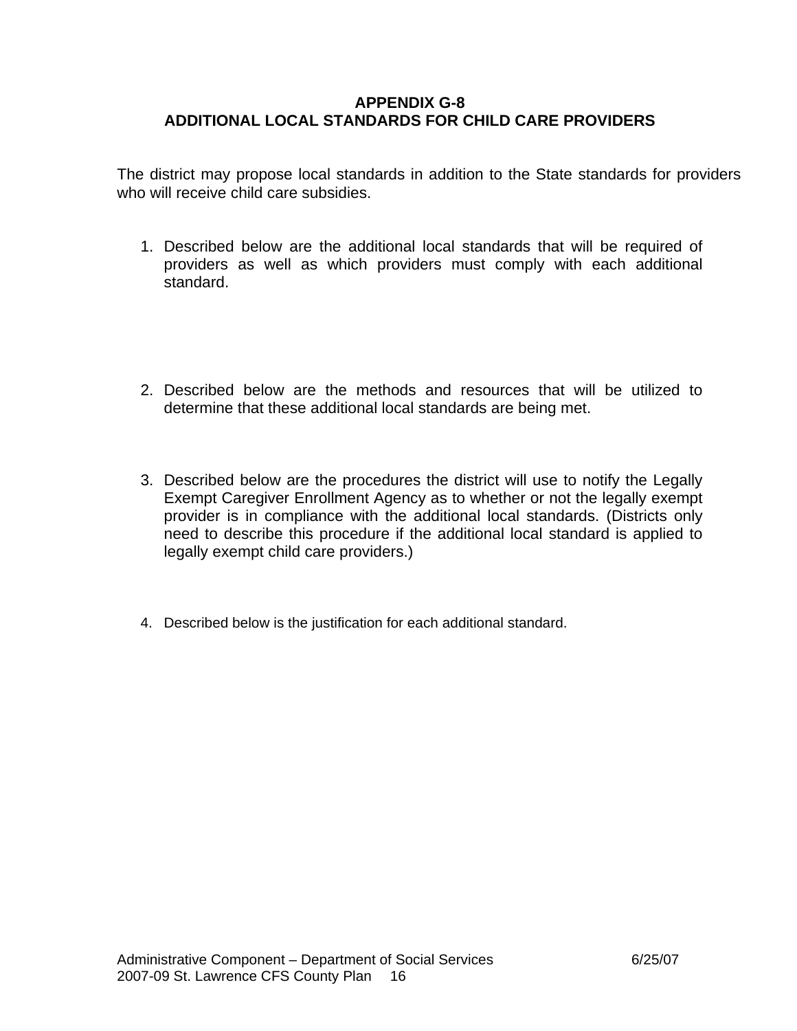# APPENDIX G-8
# ADDITIONAL LOCAL STANDARDS FOR CHILD CARE PROVIDERS

The district may propose local standards in addition to the State standards for providers who will receive child care subsidies.

1. Described below are the additional local standards that will be required of providers as well as which providers must comply with each additional standard.

2. Described below are the methods and resources that will be utilized to determine that these additional local standards are being met.

3. Described below are the procedures the district will use to notify the Legally Exempt Caregiver Enrollment Agency as to whether or not the legally exempt provider is in compliance with the additional local standards. (Districts only need to describe this procedure if the additional local standard is applied to legally exempt child care providers.)

4. Described below is the justification for each additional standard.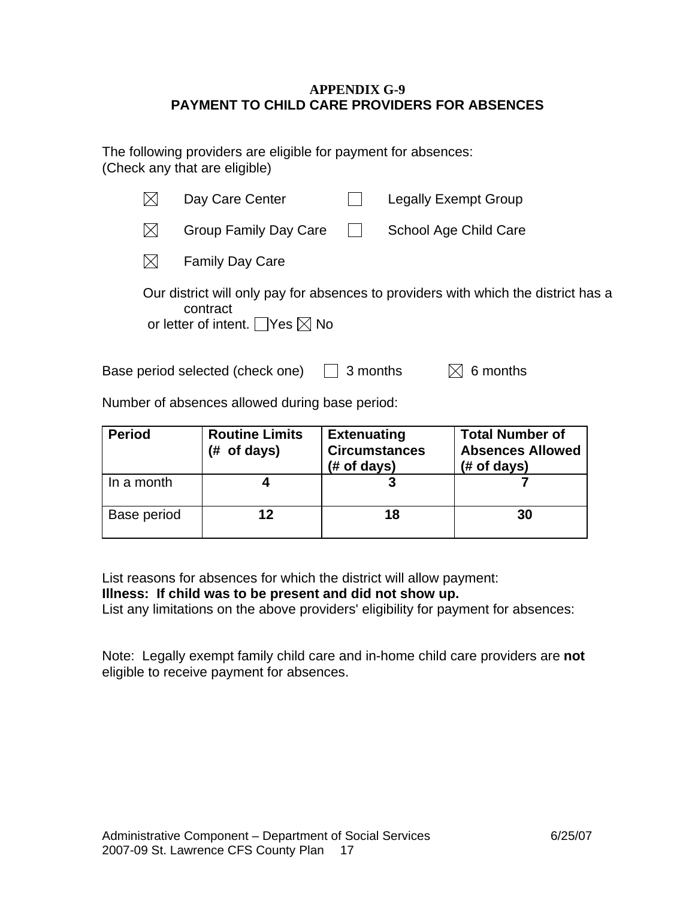**APPENDIX G-9**
## PAYMENT TO CHILD CARE PROVIDERS FOR ABSENCES

The following providers are eligible for payment for absences:
(Check any that are eligible)

- ☒ Day Care Center
- ☐ Legally Exempt Group
- ☒ Group Family Day Care
- ☐ School Age Child Care
- ☒ Family Day Care

Our district will only pay for absences to providers with which the district has a contract or letter of intent. ☐ Yes ☒ No

Base period selected (check one) ☐ 3 months ☒ 6 months

Number of absences allowed during base period:

| Period | Routine Limits (# of days) | Extenuating Circumstances (# of days) | Total Number of Absences Allowed (# of days) |
|---|---|---|---|
| In a month | 4 | 3 | 7 |
| Base period | 12 | 18 | 30 |

List reasons for absences for which the district will allow payment:
**Illness: If child was to be present and did not show up.**
List any limitations on the above providers' eligibility for payment for absences:

Note: Legally exempt family child care and in-home child care providers are **not** eligible to receive payment for absences.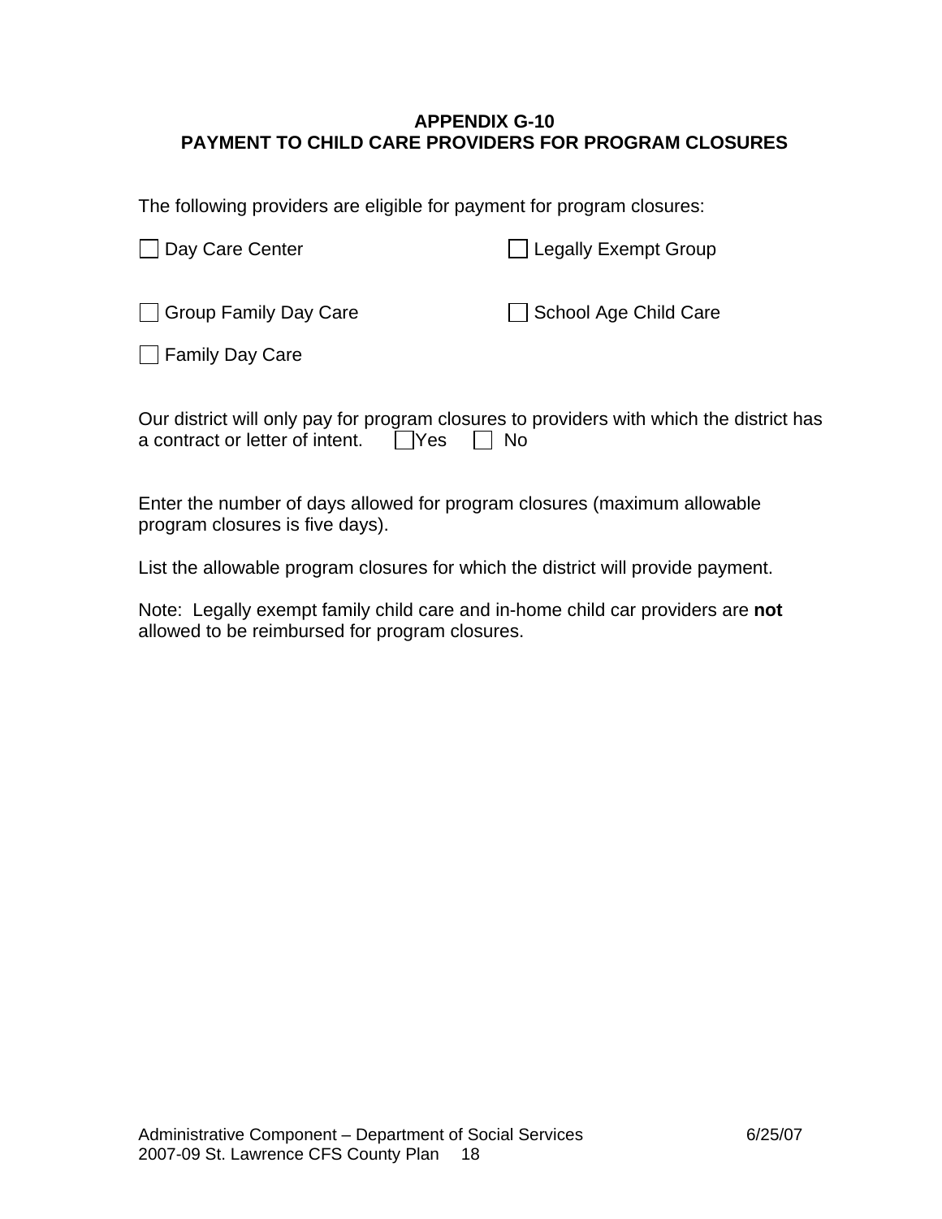## APPENDIX G-10
## PAYMENT TO CHILD CARE PROVIDERS FOR PROGRAM CLOSURES

The following providers are eligible for payment for program closures:

☐ Day Care Center ☐ Legally Exempt Group

☐ Group Family Day Care ☐ School Age Child Care

☐ Family Day Care

Our district will only pay for program closures to providers with which the district has a contract or letter of intent. ☐ Yes ☐ No

Enter the number of days allowed for program closures (maximum allowable program closures is five days).

List the allowable program closures for which the district will provide payment.

Note: Legally exempt family child care and in-home child car providers are **not** allowed to be reimbursed for program closures.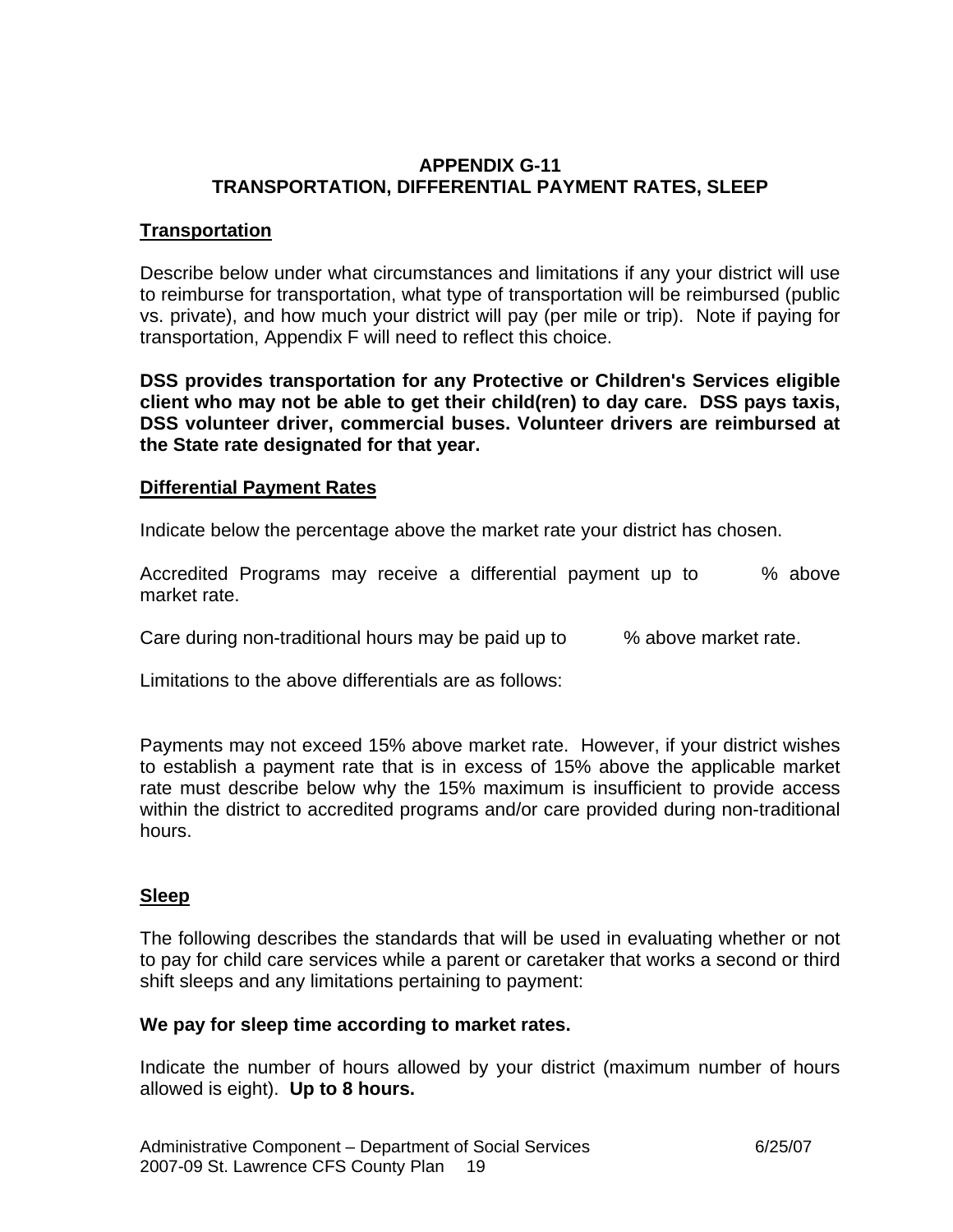**APPENDIX G-11**
**TRANSPORTATION, DIFFERENTIAL PAYMENT RATES, SLEEP**

**Transportation**

Describe below under what circumstances and limitations if any your district will use to reimburse for transportation, what type of transportation will be reimbursed (public vs. private), and how much your district will pay (per mile or trip). Note if paying for transportation, Appendix F will need to reflect this choice.

**DSS provides transportation for any Protective or Children's Services eligible client who may not be able to get their child(ren) to day care. DSS pays taxis, DSS volunteer driver, commercial buses. Volunteer drivers are reimbursed at the State rate designated for that year.**

**Differential Payment Rates**

Indicate below the percentage above the market rate your district has chosen.

Accredited Programs may receive a differential payment up to % above market rate.

Care during non-traditional hours may be paid up to % above market rate.

Limitations to the above differentials are as follows:

Payments may not exceed 15% above market rate. However, if your district wishes to establish a payment rate that is in excess of 15% above the applicable market rate must describe below why the 15% maximum is insufficient to provide access within the district to accredited programs and/or care provided during non-traditional hours.

**Sleep**

The following describes the standards that will be used in evaluating whether or not to pay for child care services while a parent or caretaker that works a second or third shift sleeps and any limitations pertaining to payment:

**We pay for sleep time according to market rates.**

Indicate the number of hours allowed by your district (maximum number of hours allowed is eight). **Up to 8 hours.**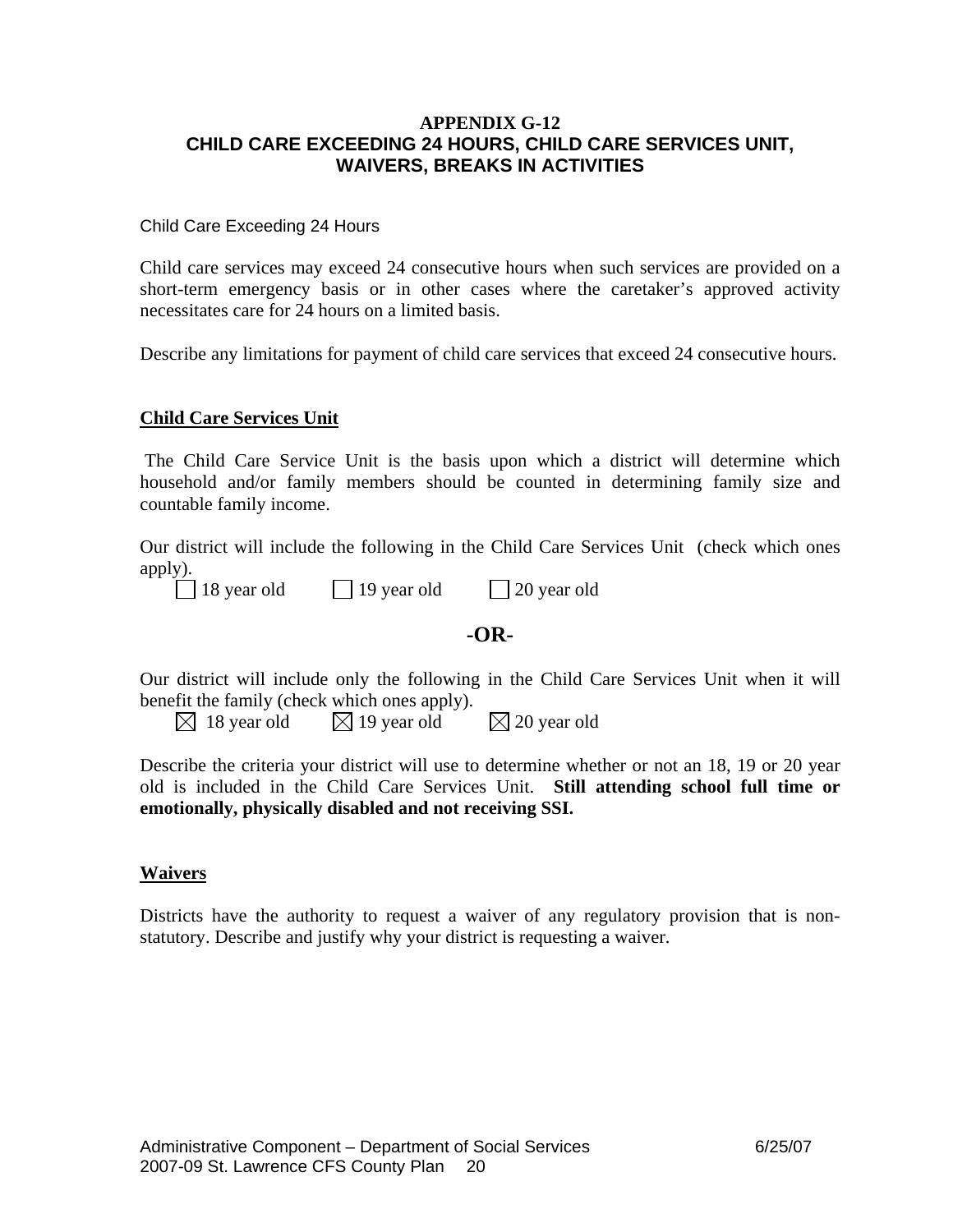**APPENDIX G-12**
**CHILD CARE EXCEEDING 24 HOURS, CHILD CARE SERVICES UNIT, WAIVERS, BREAKS IN ACTIVITIES**

Child Care Exceeding 24 Hours

Child care services may exceed 24 consecutive hours when such services are provided on a short-term emergency basis or in other cases where the caretaker's approved activity necessitates care for 24 hours on a limited basis.

Describe any limitations for payment of child care services that exceed 24 consecutive hours.

**Child Care Services Unit**

The Child Care Service Unit is the basis upon which a district will determine which household and/or family members should be counted in determining family size and countable family income.

Our district will include the following in the Child Care Services Unit (check which ones apply).

☐ 18 year old ☐ 19 year old ☐ 20 year old

**-OR-**

Our district will include only the following in the Child Care Services Unit when it will benefit the family (check which ones apply).

☒ 18 year old ☒ 19 year old ☒ 20 year old

Describe the criteria your district will use to determine whether or not an 18, 19 or 20 year old is included in the Child Care Services Unit. **Still attending school full time or emotionally, physically disabled and not receiving SSI.**

**Waivers**

Districts have the authority to request a waiver of any regulatory provision that is non-statutory. Describe and justify why your district is requesting a waiver.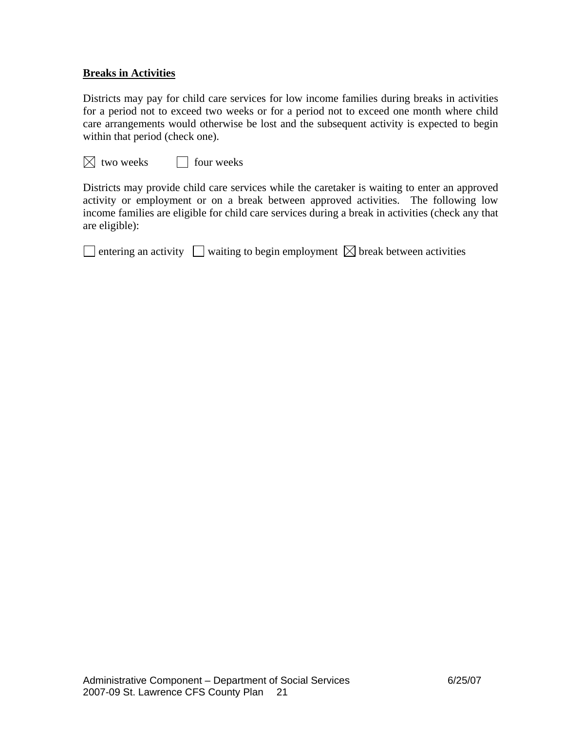**Breaks in Activities**

Districts may pay for child care services for low income families during breaks in activities for a period not to exceed two weeks or for a period not to exceed one month where child care arrangements would otherwise be lost and the subsequent activity is expected to begin within that period (check one).

☒ two weeks ☐ four weeks

Districts may provide child care services while the caretaker is waiting to enter an approved activity or employment or on a break between approved activities. The following low income families are eligible for child care services during a break in activities (check any that are eligible):

☐ entering an activity ☐ waiting to begin employment ☒ break between activities